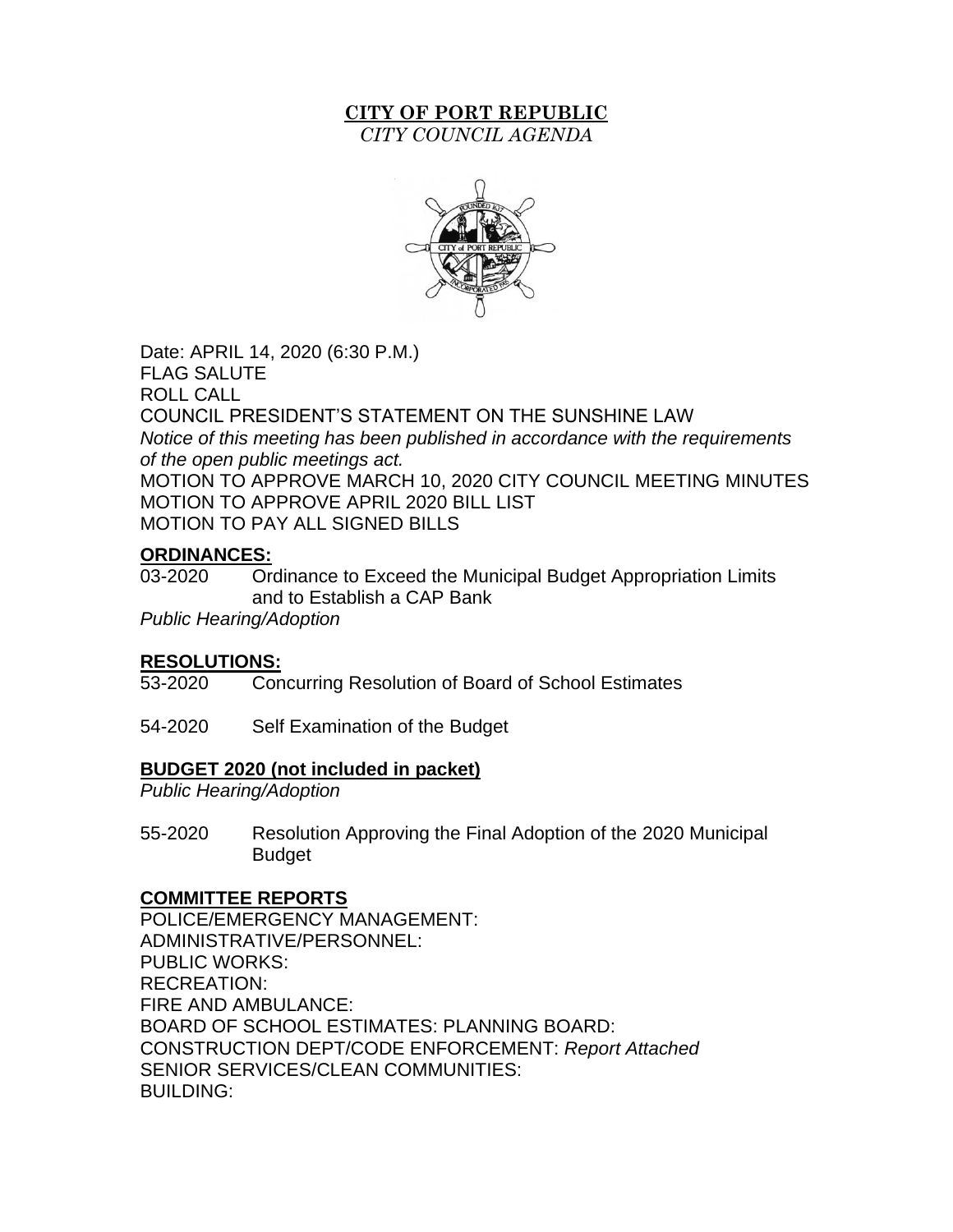# CITY OF PORT REPUBLIC

*CITY COUNCIL AGENDA*

Date: APRIL 14, 2020 (6:30 P.M.)
FLAG SALUTE
ROLL CALL
COUNCIL PRESIDENT'S STATEMENT ON THE SUNSHINE LAW
*Notice of this meeting has been published in accordance with the requirements of the open public meetings act.*
MOTION TO APPROVE MARCH 10, 2020 CITY COUNCIL MEETING MINUTES
MOTION TO APPROVE APRIL 2020 BILL LIST
MOTION TO PAY ALL SIGNED BILLS

## ORDINANCES:

03-2020 Ordinance to Exceed the Municipal Budget Appropriation Limits and to Establish a CAP Bank
*Public Hearing/Adoption*

## RESOLUTIONS:

53-2020 Concurring Resolution of Board of School Estimates

54-2020 Self Examination of the Budget

## BUDGET 2020 (not included in packet)

*Public Hearing/Adoption*

55-2020 Resolution Approving the Final Adoption of the 2020 Municipal Budget

## COMMITTEE REPORTS

POLICE/EMERGENCY MANAGEMENT:
ADMINISTRATIVE/PERSONNEL:
PUBLIC WORKS:
RECREATION:
FIRE AND AMBULANCE:
BOARD OF SCHOOL ESTIMATES: PLANNING BOARD:
CONSTRUCTION DEPT/CODE ENFORCEMENT: *Report Attached*
SENIOR SERVICES/CLEAN COMMUNITIES:
BUILDING: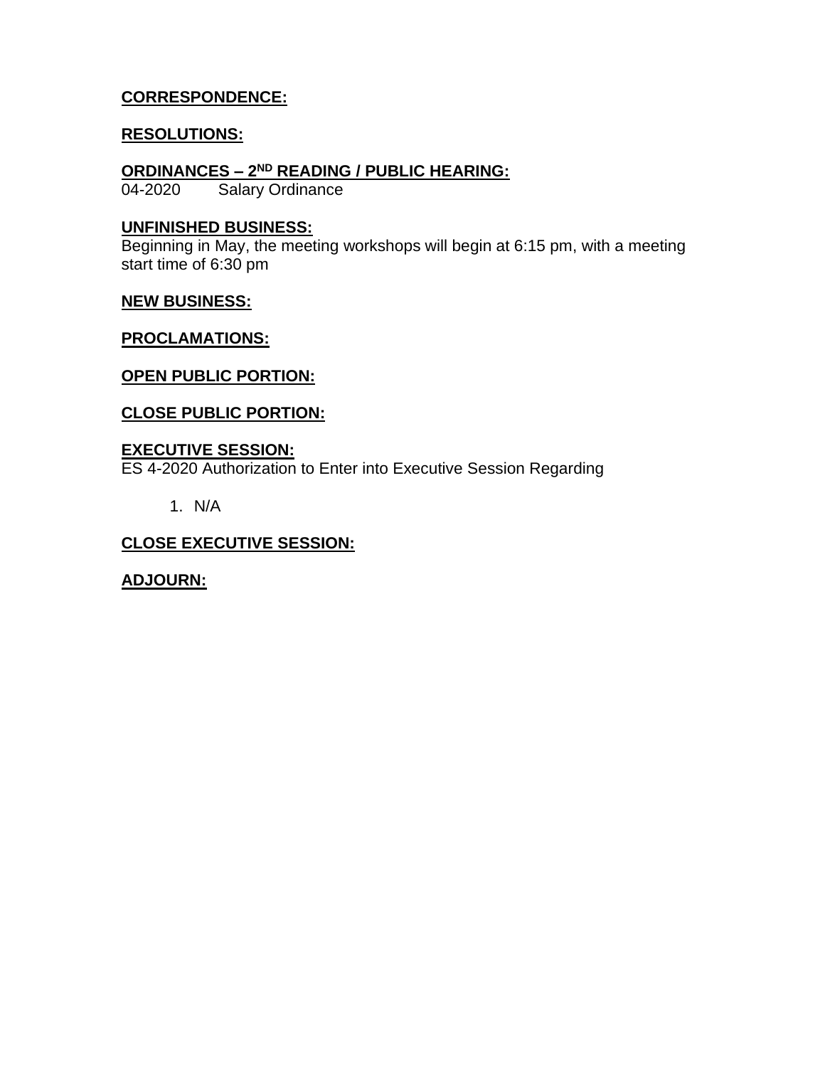**CORRESPONDENCE:**

**RESOLUTIONS:**

**ORDINANCES – 2ND READING / PUBLIC HEARING:**

04-2020 Salary Ordinance

**UNFINISHED BUSINESS:**

Beginning in May, the meeting workshops will begin at 6:15 pm, with a meeting start time of 6:30 pm

**NEW BUSINESS:**

**PROCLAMATIONS:**

**OPEN PUBLIC PORTION:**

**CLOSE PUBLIC PORTION:**

**EXECUTIVE SESSION:**

ES 4-2020 Authorization to Enter into Executive Session Regarding

1. N/A

**CLOSE EXECUTIVE SESSION:**

**ADJOURN:**